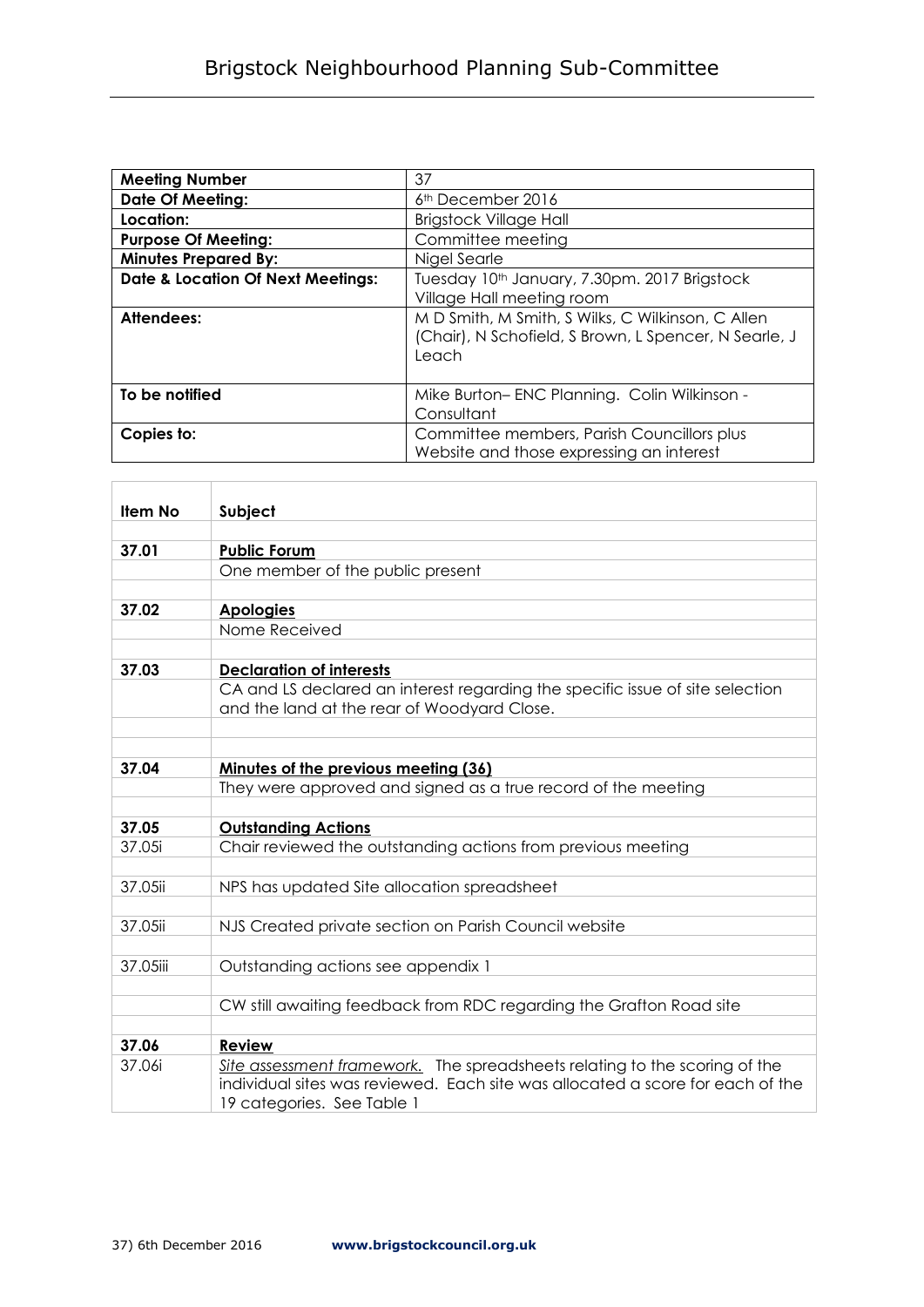# Brigstock Neighbourhood Planning Sub-Committee

| **Meeting Number** | 37 |
|---|---|
| **Date Of Meeting:** | 6th December 2016 |
| **Location:** | Brigstock Village Hall |
| **Purpose Of Meeting:** | Committee meeting |
| **Minutes Prepared By:** | Nigel Searle |
| **Date & Location Of Next Meetings:** | Tuesday 10th January, 7.30pm. 2017 Brigstock Village Hall meeting room |
| **Attendees:** | M D Smith, M Smith, S Wilks, C Wilkinson, C Allen (Chair), N Schofield, S Brown, L Spencer, N Searle, J Leach |
| **To be notified** | Mike Burton– ENC Planning. Colin Wilkinson - Consultant |
| **Copies to:** | Committee members, Parish Councillors plus Website and those expressing an interest |

| **Item No** | **Subject** |
|---|---|
| **37.01** | **Public Forum** |
| | One member of the public present |
| **37.02** | **Apologies** |
| | Nome Received |
| **37.03** | **Declaration of interests** |
| | CA and LS declared an interest regarding the specific issue of site selection and the land at the rear of Woodyard Close. |
| **37.04** | **Minutes of the previous meeting (36)** |
| | They were approved and signed as a true record of the meeting |
| **37.05** | **Outstanding Actions** |
| 37.05i | Chair reviewed the outstanding actions from previous meeting |
| 37.05ii | NPS has updated Site allocation spreadsheet |
| 37.05ii | NJS Created private section on Parish Council website |
| 37.05iii | Outstanding actions see appendix 1 |
| | CW still awaiting feedback from RDC regarding the Grafton Road site |
| **37.06** | **Review** |
| 37.06i | *Site assessment framework.* The spreadsheets relating to the scoring of the individual sites was reviewed. Each site was allocated a score for each of the 19 categories. See Table 1 |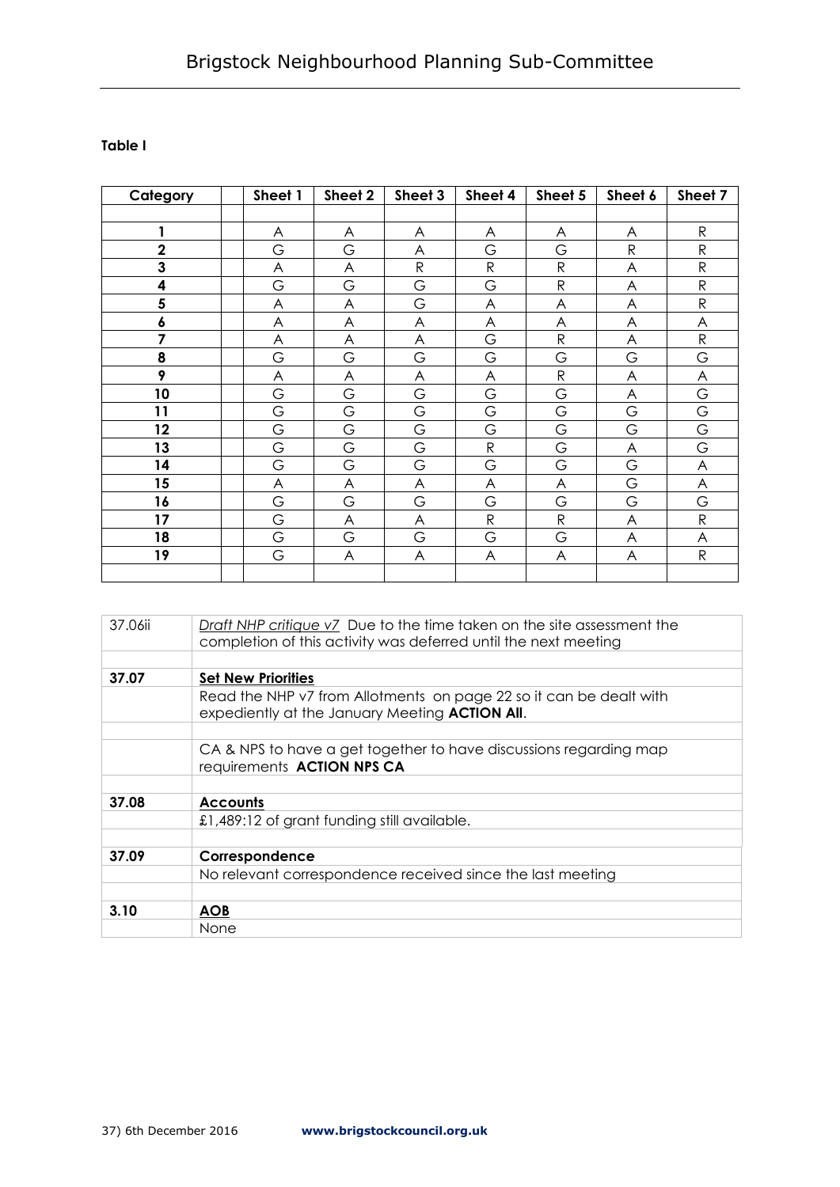**Table I**

| Category | | Sheet 1 | Sheet 2 | Sheet 3 | Sheet 4 | Sheet 5 | Sheet 6 | Sheet 7 |
|---|---|---|---|---|---|---|---|---|
| | | | | | | | | |
| **1** | | A | A | A | A | A | A | R |
| **2** | | G | G | A | G | G | R | R |
| **3** | | A | A | R | R | R | A | R |
| **4** | | G | G | G | G | R | A | R |
| **5** | | A | A | G | A | A | A | R |
| **6** | | A | A | A | A | A | A | A |
| **7** | | A | A | A | G | R | A | R |
| **8** | | G | G | G | G | G | G | G |
| **9** | | A | A | A | A | R | A | A |
| **10** | | G | G | G | G | G | A | G |
| **11** | | G | G | G | G | G | G | G |
| **12** | | G | G | G | G | G | G | G |
| **13** | | G | G | G | R | G | A | G |
| **14** | | G | G | G | G | G | G | A |
| **15** | | A | A | A | A | A | G | A |
| **16** | | G | G | G | G | G | G | G |
| **17** | | G | A | A | R | R | A | R |
| **18** | | G | G | G | G | G | A | A |
| **19** | | G | A | A | A | A | A | R |
| | | | | | | | | |

| | |
|---|---|
| 37.06ii | *Draft NHP critique v7* Due to the time taken on the site assessment the completion of this activity was deferred until the next meeting |
| | |
| **37.07** | **Set New Priorities** |
| | Read the NHP v7 from Allotments on page 22 so it can be dealt with expediently at the January Meeting **ACTION All**. |
| | |
| | CA & NPS to have a get together to have discussions regarding map requirements **ACTION NPS CA** |
| | |
| **37.08** | **Accounts** |
| | £1,489:12 of grant funding still available. |
| | |
| **37.09** | **Correspondence** |
| | No relevant correspondence received since the last meeting |
| | |
| **3.10** | **AOB** |
| | None |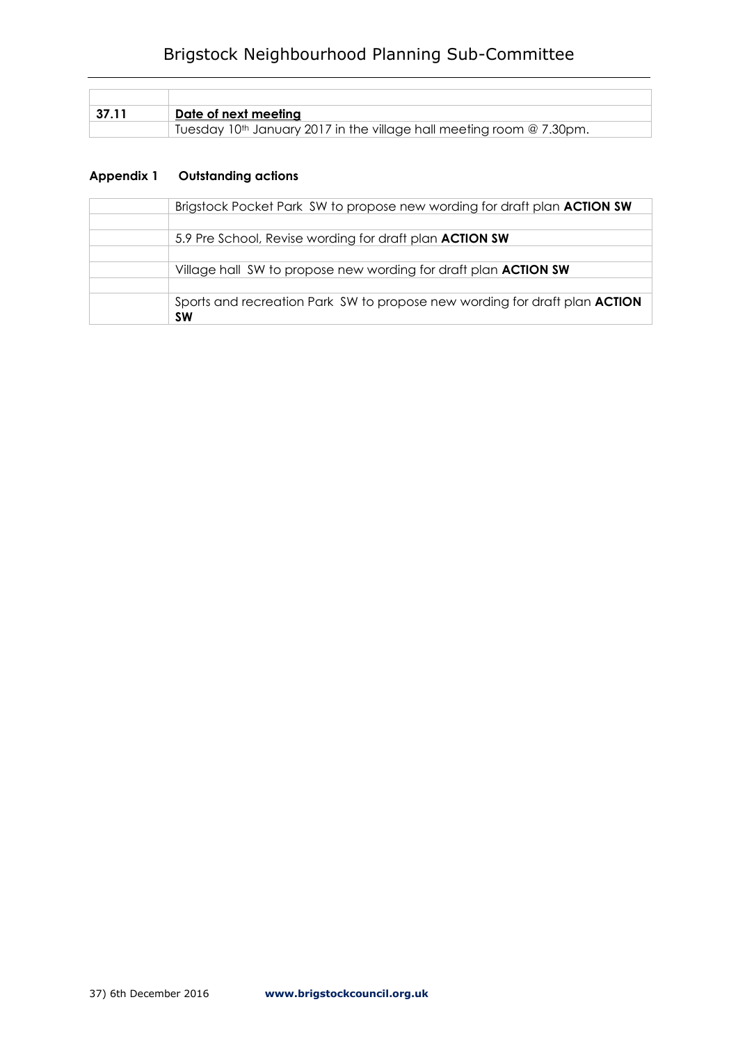| | |
|---|---|
| | |
| **37.11** | **Date of next meeting** |
| | Tuesday 10th January 2017 in the village hall meeting room @ 7.30pm. |

**Appendix 1 Outstanding actions**

| | |
|---|---|
| | Brigstock Pocket Park SW to propose new wording for draft plan **ACTION SW** |
| | |
| | 5.9 Pre School, Revise wording for draft plan **ACTION SW** |
| | |
| | Village hall SW to propose new wording for draft plan **ACTION SW** |
| | |
| | Sports and recreation Park SW to propose new wording for draft plan **ACTION SW** |